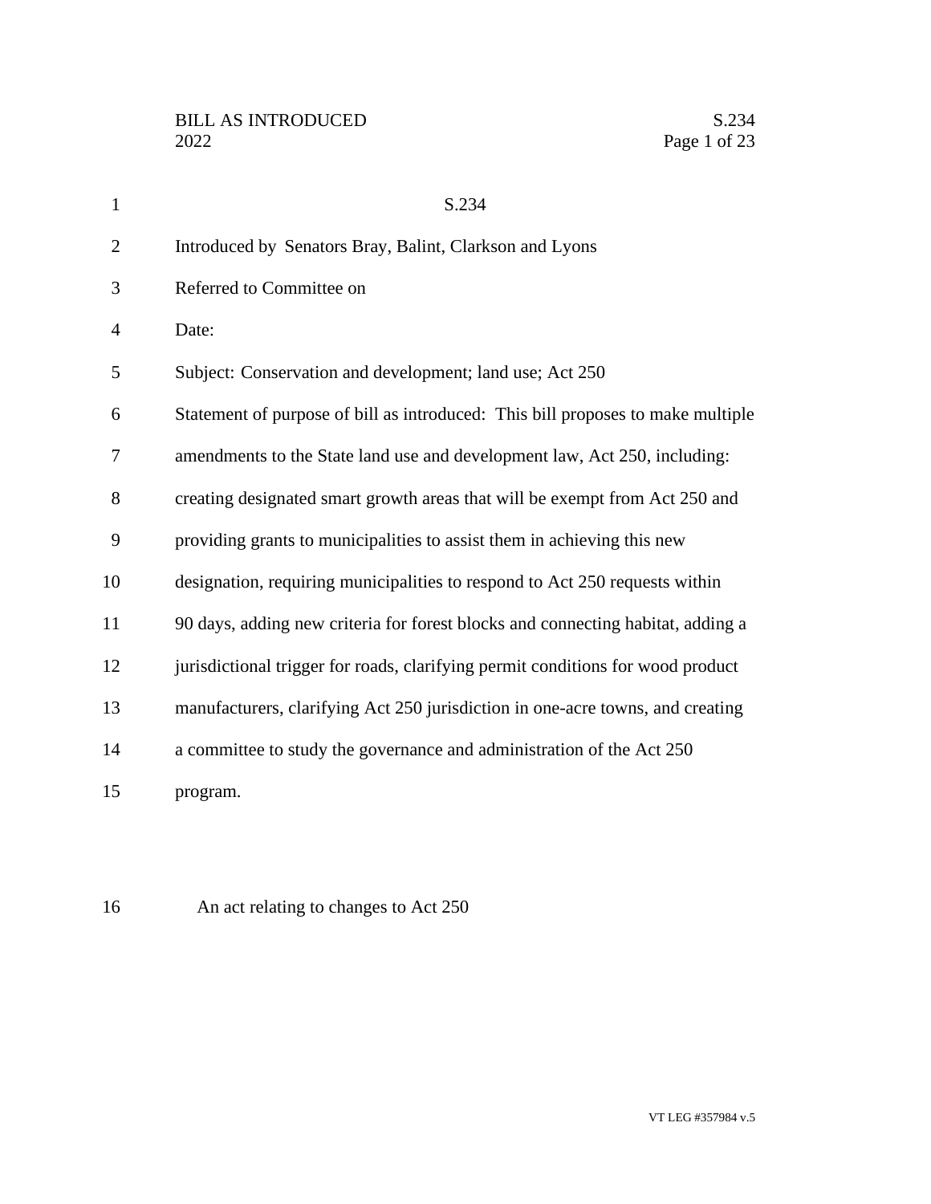# S.234

Introduced by Senators Bray, Balint, Clarkson and Lyons

Referred to Committee on

Date:

Subject: Conservation and development; land use; Act 250

Statement of purpose of bill as introduced: This bill proposes to make multiple amendments to the State land use and development law, Act 250, including: creating designated smart growth areas that will be exempt from Act 250 and providing grants to municipalities to assist them in achieving this new designation, requiring municipalities to respond to Act 250 requests within 90 days, adding new criteria for forest blocks and connecting habitat, adding a jurisdictional trigger for roads, clarifying permit conditions for wood product manufacturers, clarifying Act 250 jurisdiction in one-acre towns, and creating a committee to study the governance and administration of the Act 250 program.

An act relating to changes to Act 250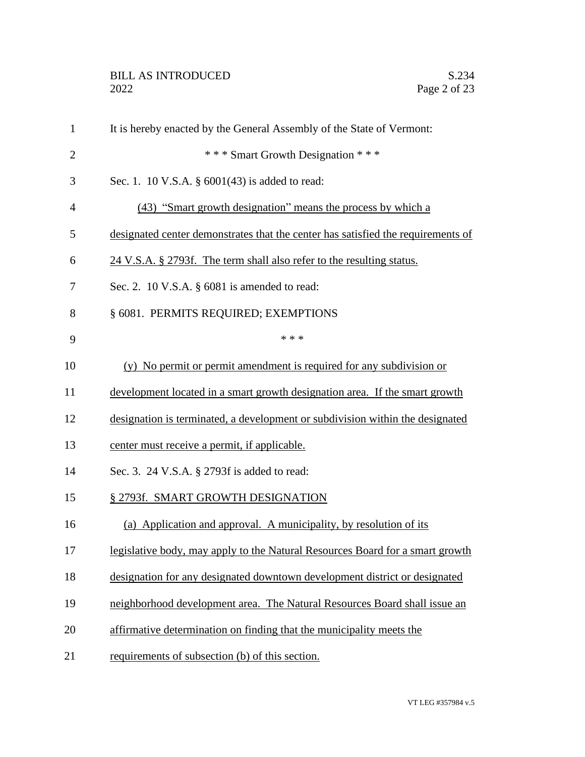It is hereby enacted by the General Assembly of the State of Vermont:

\* \* \* Smart Growth Designation \* \* \*

Sec. 1. 10 V.S.A. § 6001(43) is added to read:

(43) "Smart growth designation" means the process by which a designated center demonstrates that the center has satisfied the requirements of 24 V.S.A. § 2793f. The term shall also refer to the resulting status.

Sec. 2. 10 V.S.A. § 6081 is amended to read:

§ 6081. PERMITS REQUIRED; EXEMPTIONS

\* \* \*

(y) No permit or permit amendment is required for any subdivision or development located in a smart growth designation area. If the smart growth designation is terminated, a development or subdivision within the designated center must receive a permit, if applicable.

Sec. 3. 24 V.S.A. § 2793f is added to read:

§ 2793f. SMART GROWTH DESIGNATION

(a) Application and approval. A municipality, by resolution of its legislative body, may apply to the Natural Resources Board for a smart growth designation for any designated downtown development district or designated neighborhood development area. The Natural Resources Board shall issue an affirmative determination on finding that the municipality meets the requirements of subsection (b) of this section.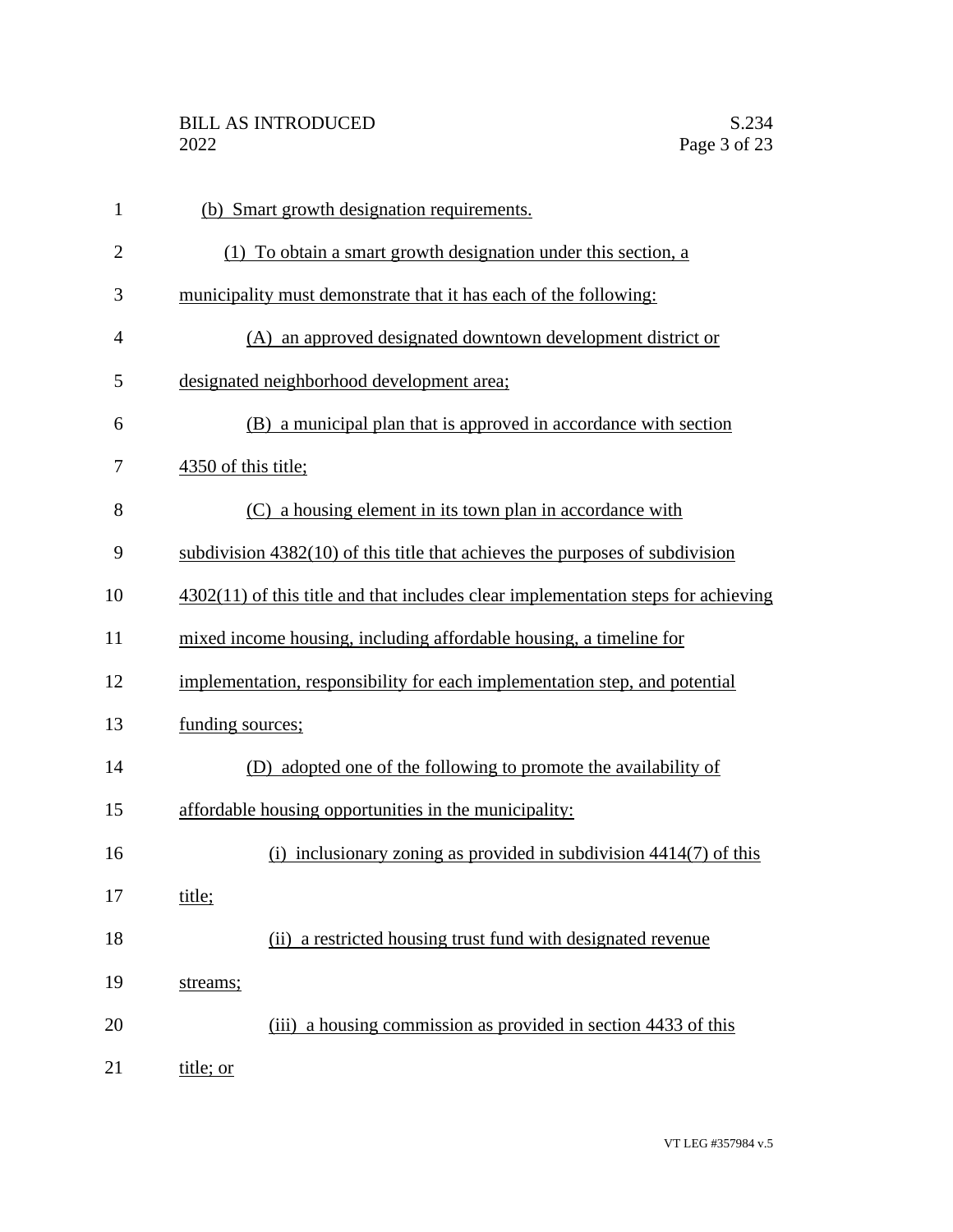(b) Smart growth designation requirements.

(1) To obtain a smart growth designation under this section, a municipality must demonstrate that it has each of the following:

(A) an approved designated downtown development district or designated neighborhood development area;

(B) a municipal plan that is approved in accordance with section 4350 of this title;

(C) a housing element in its town plan in accordance with subdivision 4382(10) of this title that achieves the purposes of subdivision 4302(11) of this title and that includes clear implementation steps for achieving mixed income housing, including affordable housing, a timeline for implementation, responsibility for each implementation step, and potential funding sources;

(D) adopted one of the following to promote the availability of affordable housing opportunities in the municipality:

(i) inclusionary zoning as provided in subdivision 4414(7) of this title;

(ii) a restricted housing trust fund with designated revenue streams;

(iii) a housing commission as provided in section 4433 of this title; or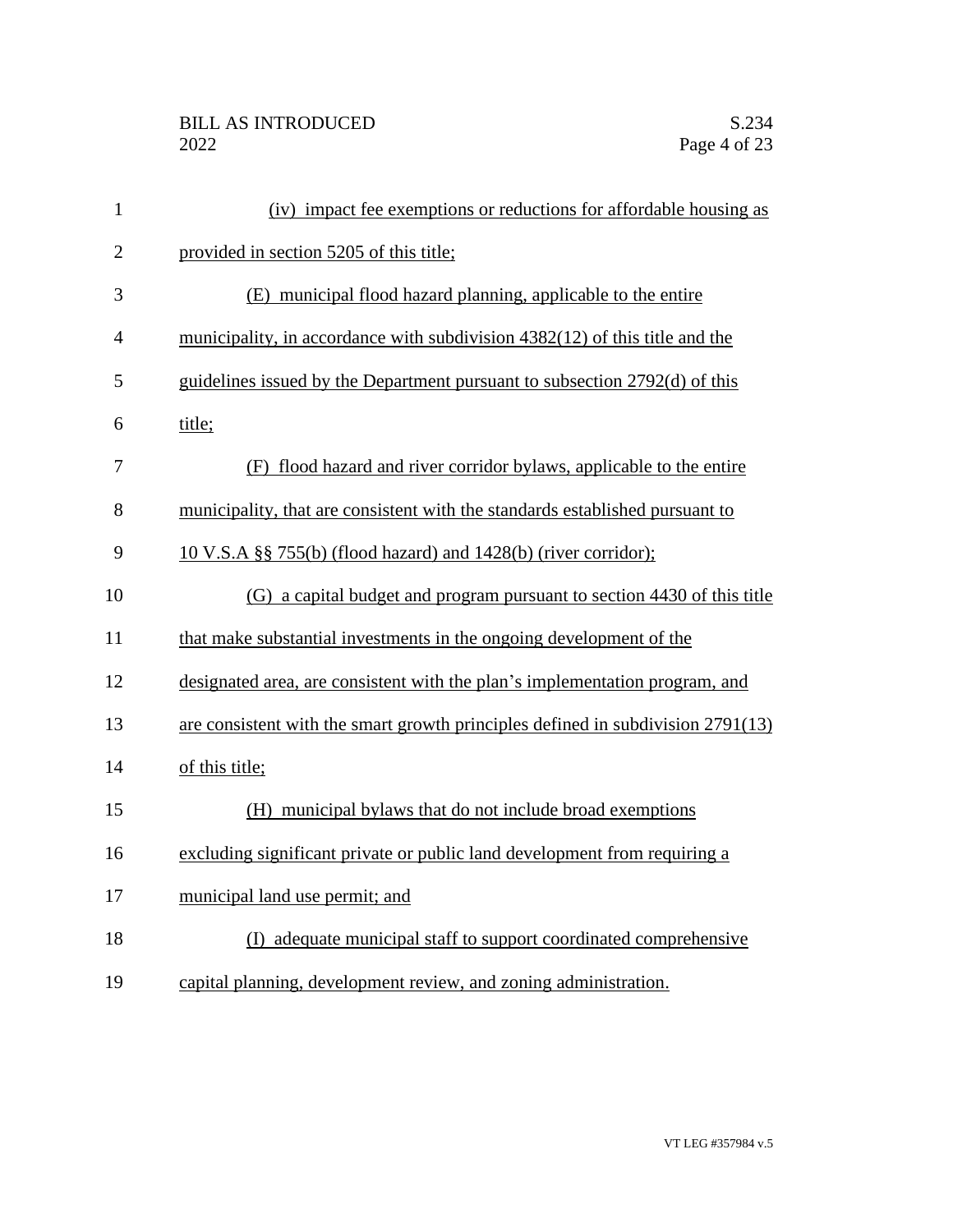(iv) impact fee exemptions or reductions for affordable housing as provided in section 5205 of this title;

(E) municipal flood hazard planning, applicable to the entire municipality, in accordance with subdivision 4382(12) of this title and the guidelines issued by the Department pursuant to subsection 2792(d) of this title;

(F) flood hazard and river corridor bylaws, applicable to the entire municipality, that are consistent with the standards established pursuant to 10 V.S.A §§ 755(b) (flood hazard) and 1428(b) (river corridor);

(G) a capital budget and program pursuant to section 4430 of this title that make substantial investments in the ongoing development of the designated area, are consistent with the plan's implementation program, and are consistent with the smart growth principles defined in subdivision 2791(13) of this title;

(H) municipal bylaws that do not include broad exemptions excluding significant private or public land development from requiring a municipal land use permit; and

(I) adequate municipal staff to support coordinated comprehensive capital planning, development review, and zoning administration.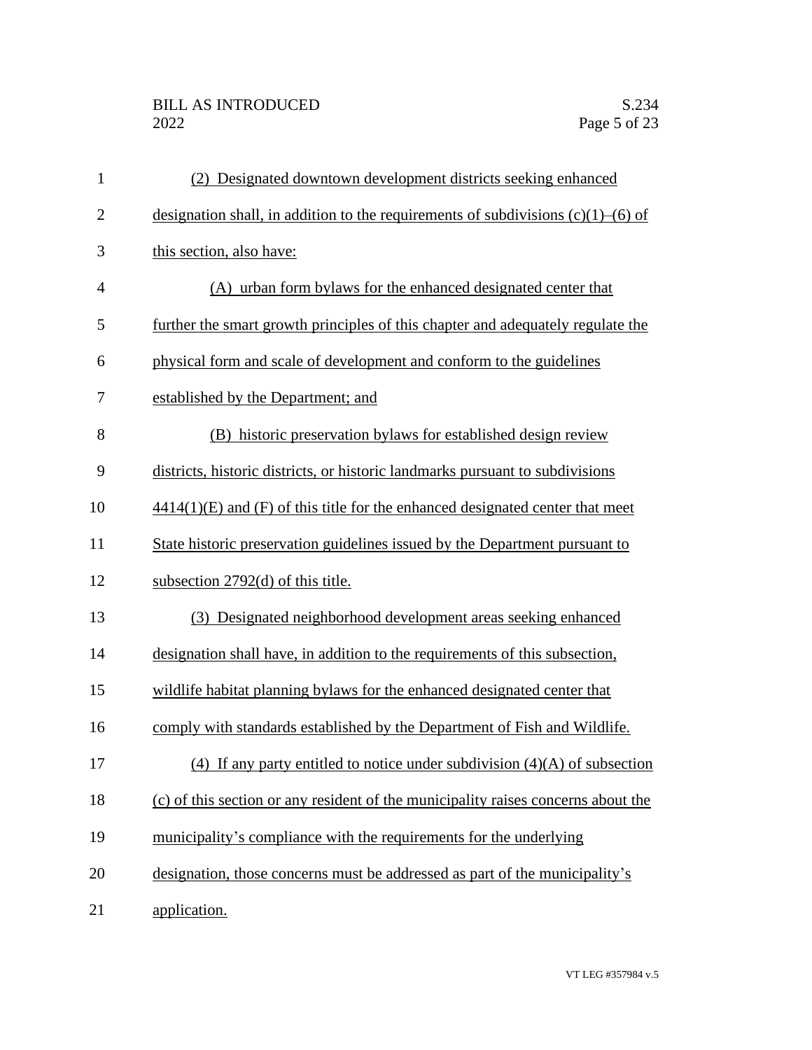(2) Designated downtown development districts seeking enhanced designation shall, in addition to the requirements of subdivisions (c)(1)–(6) of this section, also have:

(A) urban form bylaws for the enhanced designated center that further the smart growth principles of this chapter and adequately regulate the physical form and scale of development and conform to the guidelines established by the Department; and

(B) historic preservation bylaws for established design review districts, historic districts, or historic landmarks pursuant to subdivisions 4414(1)(E) and (F) of this title for the enhanced designated center that meet State historic preservation guidelines issued by the Department pursuant to subsection 2792(d) of this title.

(3) Designated neighborhood development areas seeking enhanced designation shall have, in addition to the requirements of this subsection, wildlife habitat planning bylaws for the enhanced designated center that comply with standards established by the Department of Fish and Wildlife.

(4) If any party entitled to notice under subdivision (4)(A) of subsection (c) of this section or any resident of the municipality raises concerns about the municipality's compliance with the requirements for the underlying designation, those concerns must be addressed as part of the municipality's application.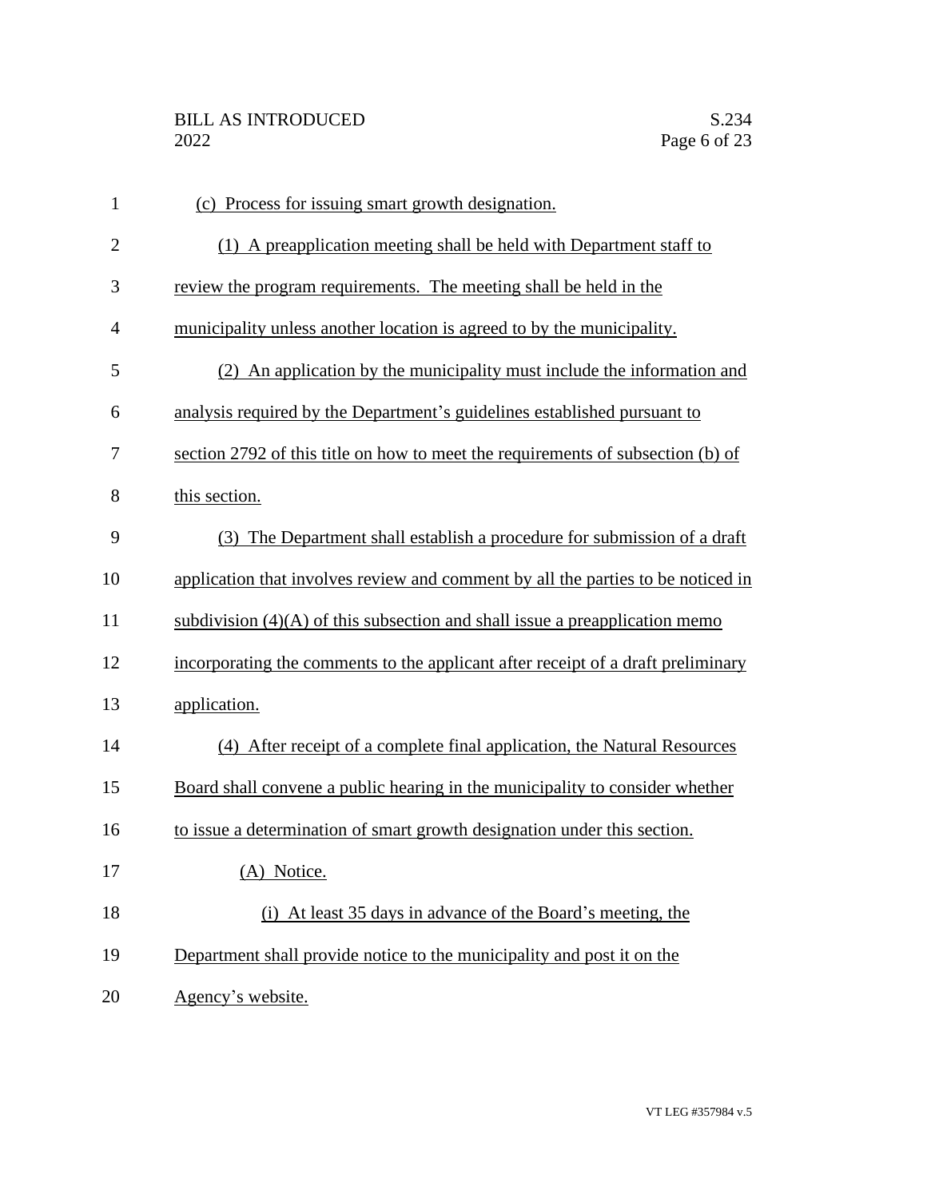(c) Process for issuing smart growth designation.

(1) A preapplication meeting shall be held with Department staff to review the program requirements. The meeting shall be held in the municipality unless another location is agreed to by the municipality.

(2) An application by the municipality must include the information and analysis required by the Department's guidelines established pursuant to section 2792 of this title on how to meet the requirements of subsection (b) of this section.

(3) The Department shall establish a procedure for submission of a draft application that involves review and comment by all the parties to be noticed in subdivision (4)(A) of this subsection and shall issue a preapplication memo incorporating the comments to the applicant after receipt of a draft preliminary application.

(4) After receipt of a complete final application, the Natural Resources Board shall convene a public hearing in the municipality to consider whether to issue a determination of smart growth designation under this section.

(A) Notice.

(i) At least 35 days in advance of the Board's meeting, the Department shall provide notice to the municipality and post it on the Agency's website.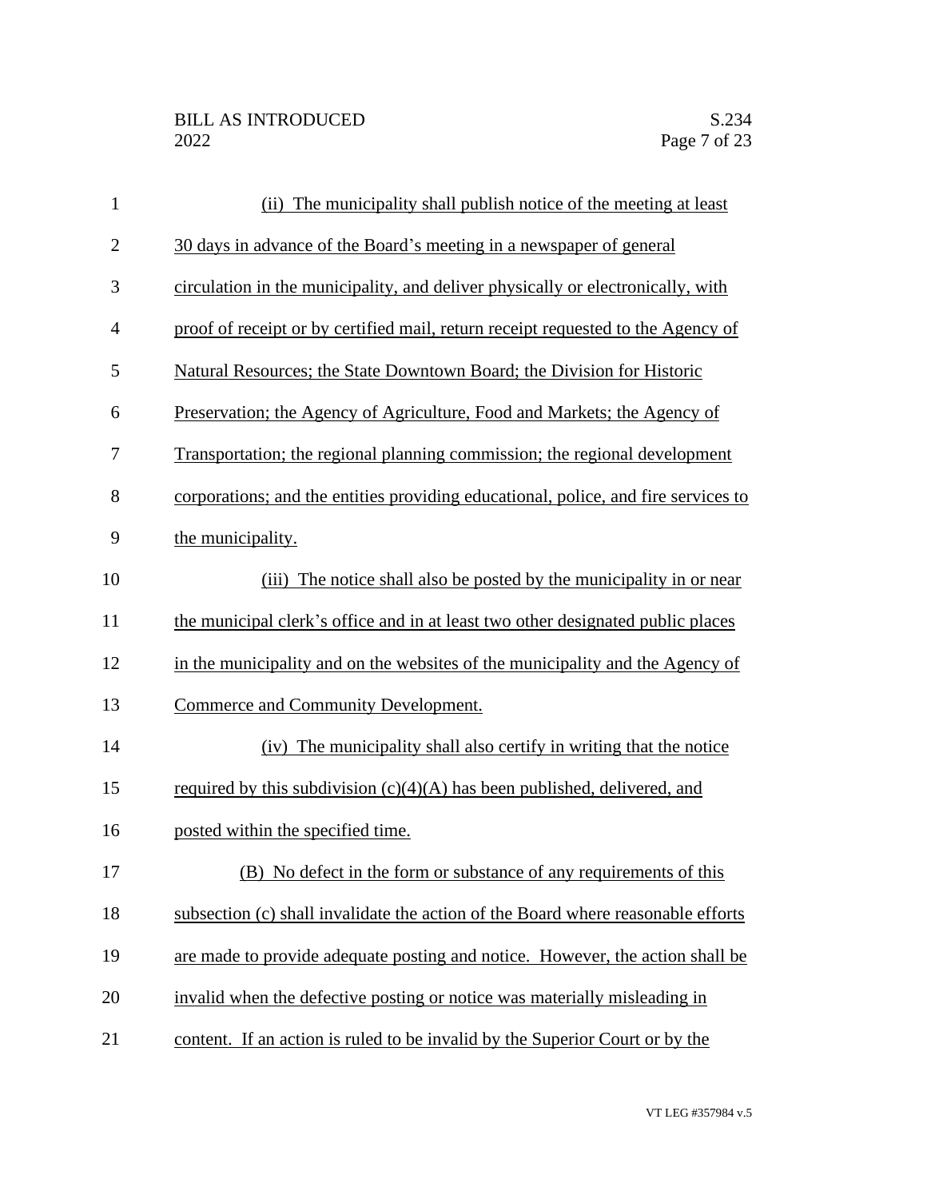(ii) The municipality shall publish notice of the meeting at least 30 days in advance of the Board's meeting in a newspaper of general circulation in the municipality, and deliver physically or electronically, with proof of receipt or by certified mail, return receipt requested to the Agency of Natural Resources; the State Downtown Board; the Division for Historic Preservation; the Agency of Agriculture, Food and Markets; the Agency of Transportation; the regional planning commission; the regional development corporations; and the entities providing educational, police, and fire services to the municipality.

(iii) The notice shall also be posted by the municipality in or near the municipal clerk's office and in at least two other designated public places in the municipality and on the websites of the municipality and the Agency of Commerce and Community Development.

(iv) The municipality shall also certify in writing that the notice required by this subdivision (c)(4)(A) has been published, delivered, and posted within the specified time.

(B) No defect in the form or substance of any requirements of this subsection (c) shall invalidate the action of the Board where reasonable efforts are made to provide adequate posting and notice. However, the action shall be invalid when the defective posting or notice was materially misleading in content. If an action is ruled to be invalid by the Superior Court or by the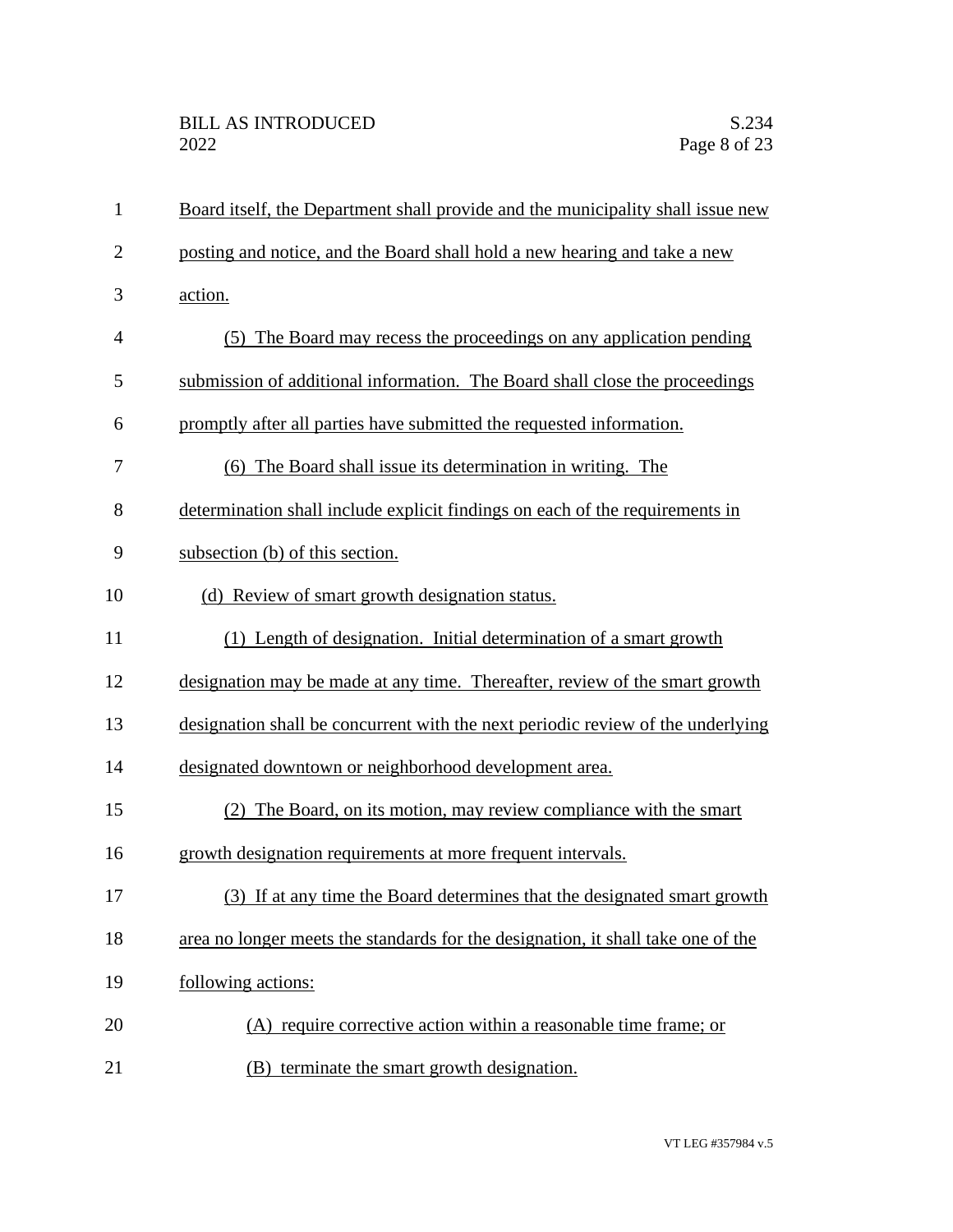Board itself, the Department shall provide and the municipality shall issue new posting and notice, and the Board shall hold a new hearing and take a new action.

(5) The Board may recess the proceedings on any application pending submission of additional information. The Board shall close the proceedings promptly after all parties have submitted the requested information.

(6) The Board shall issue its determination in writing. The determination shall include explicit findings on each of the requirements in subsection (b) of this section.

(d) Review of smart growth designation status.

(1) Length of designation. Initial determination of a smart growth designation may be made at any time. Thereafter, review of the smart growth designation shall be concurrent with the next periodic review of the underlying designated downtown or neighborhood development area.

(2) The Board, on its motion, may review compliance with the smart growth designation requirements at more frequent intervals.

(3) If at any time the Board determines that the designated smart growth area no longer meets the standards for the designation, it shall take one of the following actions:

(A) require corrective action within a reasonable time frame; or

(B) terminate the smart growth designation.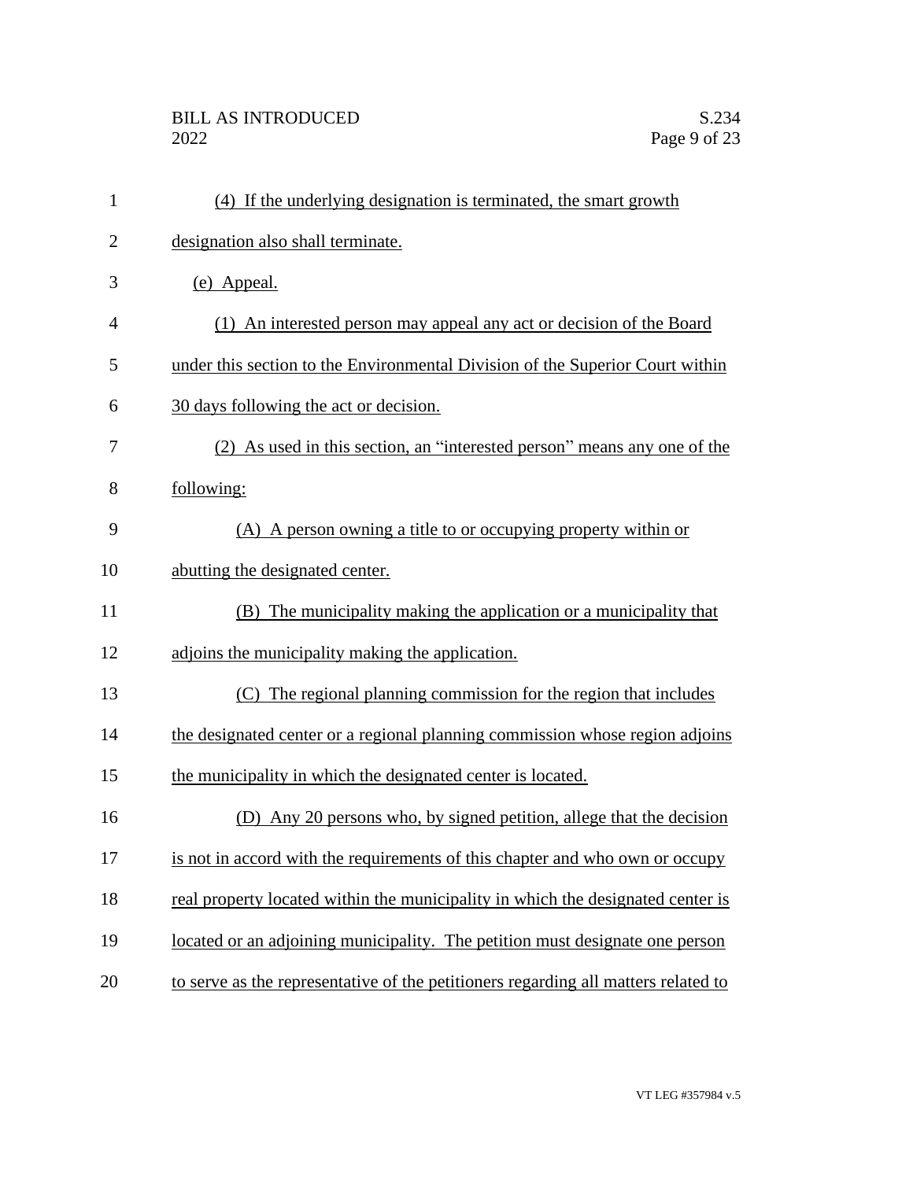(4) If the underlying designation is terminated, the smart growth designation also shall terminate.

(e) Appeal.

(1) An interested person may appeal any act or decision of the Board under this section to the Environmental Division of the Superior Court within 30 days following the act or decision.

(2) As used in this section, an "interested person" means any one of the following:

(A) A person owning a title to or occupying property within or abutting the designated center.

(B) The municipality making the application or a municipality that adjoins the municipality making the application.

(C) The regional planning commission for the region that includes the designated center or a regional planning commission whose region adjoins the municipality in which the designated center is located.

(D) Any 20 persons who, by signed petition, allege that the decision is not in accord with the requirements of this chapter and who own or occupy real property located within the municipality in which the designated center is located or an adjoining municipality. The petition must designate one person to serve as the representative of the petitioners regarding all matters related to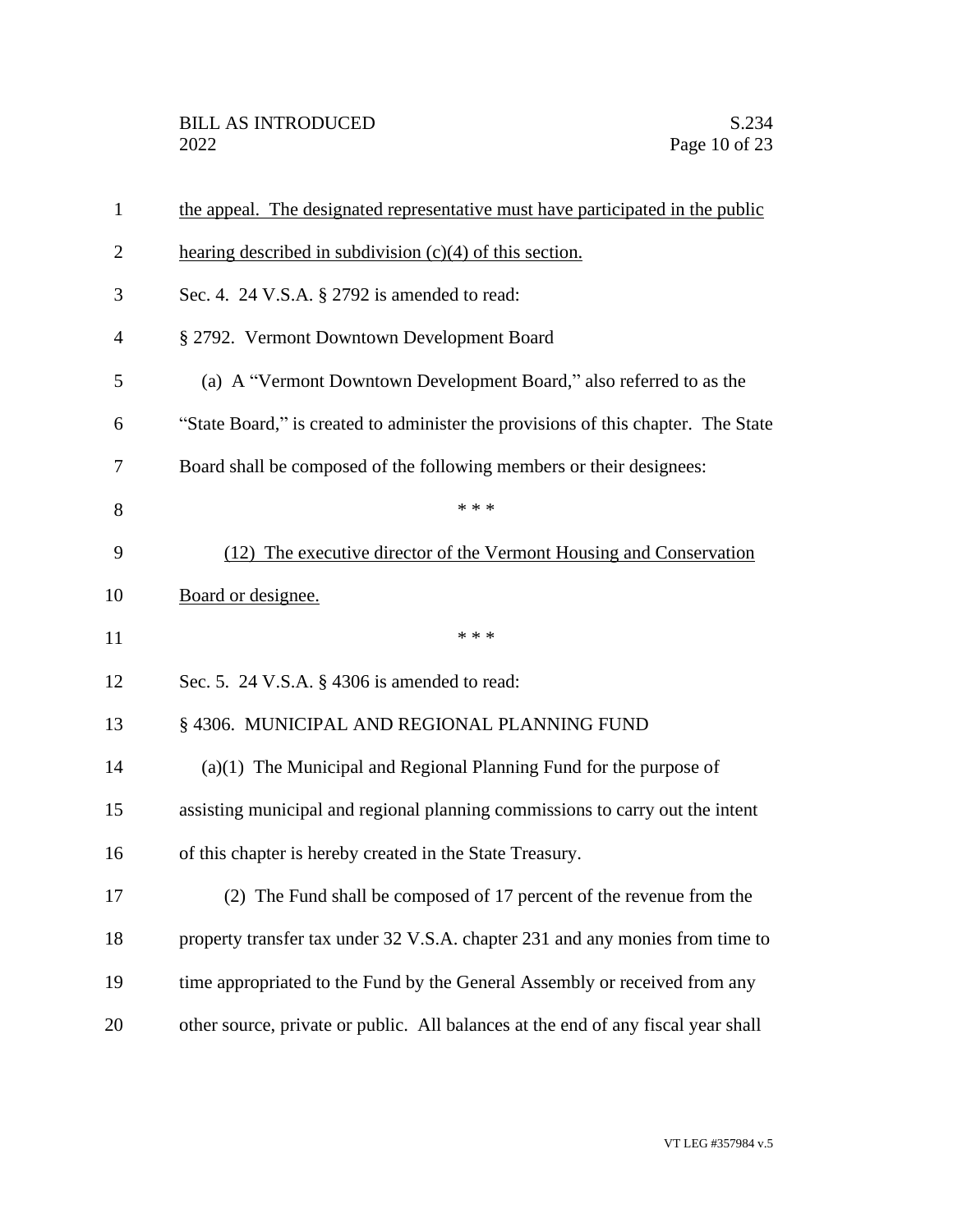the appeal. The designated representative must have participated in the public hearing described in subdivision (c)(4) of this section.

Sec. 4. 24 V.S.A. § 2792 is amended to read:

§ 2792. Vermont Downtown Development Board

(a) A "Vermont Downtown Development Board," also referred to as the "State Board," is created to administer the provisions of this chapter. The State Board shall be composed of the following members or their designees:

\* \* \*

(12) The executive director of the Vermont Housing and Conservation Board or designee.

\* \* \*

Sec. 5. 24 V.S.A. § 4306 is amended to read:

§ 4306. MUNICIPAL AND REGIONAL PLANNING FUND

(a)(1) The Municipal and Regional Planning Fund for the purpose of assisting municipal and regional planning commissions to carry out the intent of this chapter is hereby created in the State Treasury.

(2) The Fund shall be composed of 17 percent of the revenue from the property transfer tax under 32 V.S.A. chapter 231 and any monies from time to time appropriated to the Fund by the General Assembly or received from any other source, private or public. All balances at the end of any fiscal year shall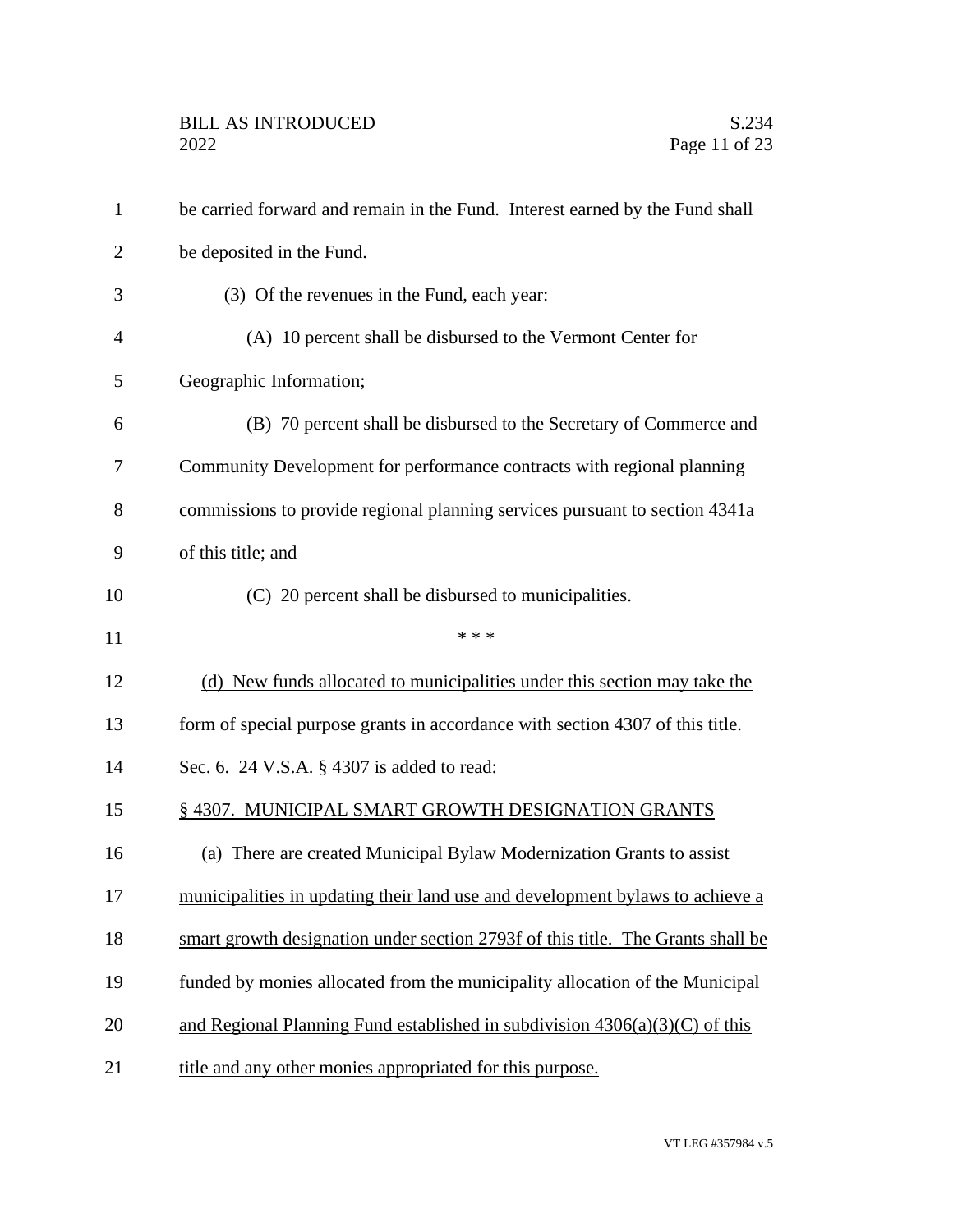be carried forward and remain in the Fund. Interest earned by the Fund shall be deposited in the Fund.

(3) Of the revenues in the Fund, each year:

(A) 10 percent shall be disbursed to the Vermont Center for Geographic Information;

(B) 70 percent shall be disbursed to the Secretary of Commerce and Community Development for performance contracts with regional planning commissions to provide regional planning services pursuant to section 4341a of this title; and

(C) 20 percent shall be disbursed to municipalities.

\* \* \*

(d) New funds allocated to municipalities under this section may take the form of special purpose grants in accordance with section 4307 of this title.

Sec. 6. 24 V.S.A. § 4307 is added to read:

§ 4307. MUNICIPAL SMART GROWTH DESIGNATION GRANTS

(a) There are created Municipal Bylaw Modernization Grants to assist municipalities in updating their land use and development bylaws to achieve a smart growth designation under section 2793f of this title. The Grants shall be funded by monies allocated from the municipality allocation of the Municipal and Regional Planning Fund established in subdivision 4306(a)(3)(C) of this title and any other monies appropriated for this purpose.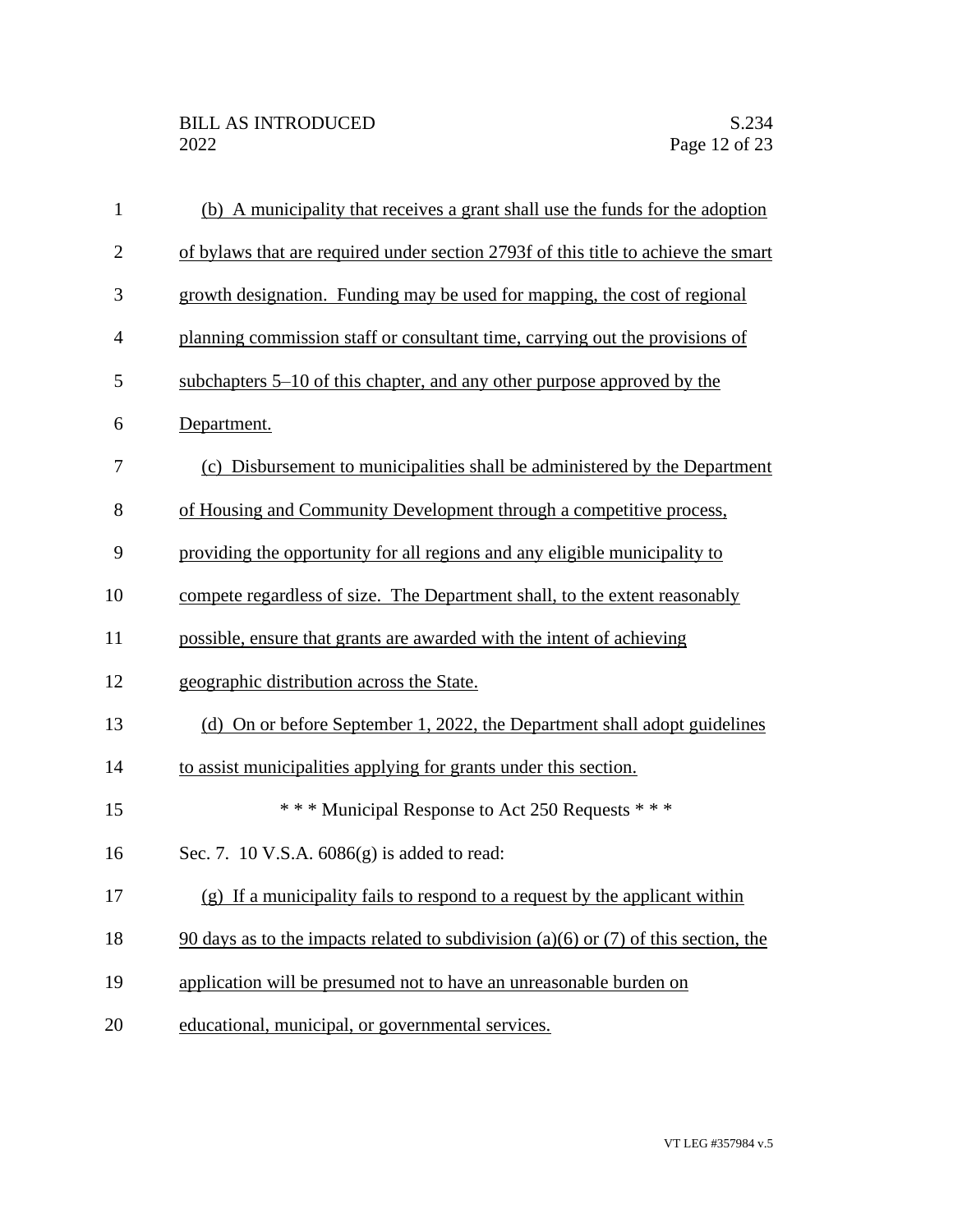(b) A municipality that receives a grant shall use the funds for the adoption of bylaws that are required under section 2793f of this title to achieve the smart growth designation. Funding may be used for mapping, the cost of regional planning commission staff or consultant time, carrying out the provisions of subchapters 5–10 of this chapter, and any other purpose approved by the Department.

(c) Disbursement to municipalities shall be administered by the Department of Housing and Community Development through a competitive process, providing the opportunity for all regions and any eligible municipality to compete regardless of size. The Department shall, to the extent reasonably possible, ensure that grants are awarded with the intent of achieving geographic distribution across the State.

(d) On or before September 1, 2022, the Department shall adopt guidelines to assist municipalities applying for grants under this section.

\* \* \* Municipal Response to Act 250 Requests \* \* \*

Sec. 7. 10 V.S.A. 6086(g) is added to read:

(g) If a municipality fails to respond to a request by the applicant within 90 days as to the impacts related to subdivision (a)(6) or (7) of this section, the application will be presumed not to have an unreasonable burden on educational, municipal, or governmental services.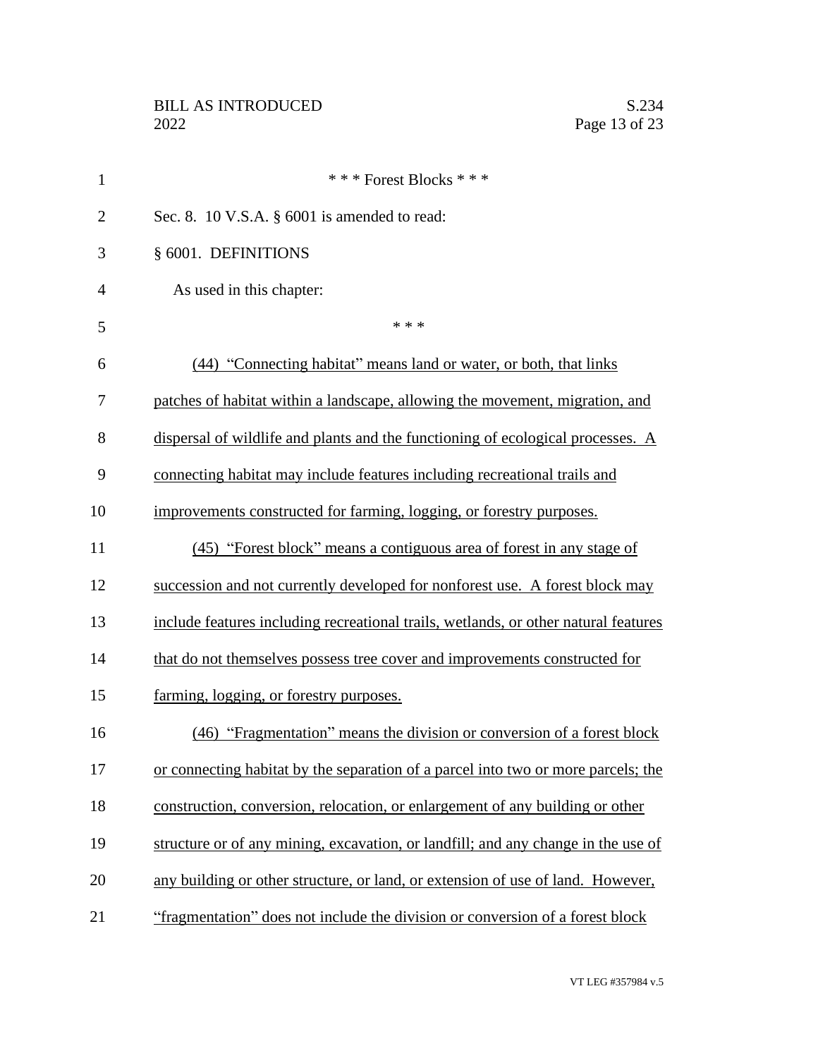\* \* \* Forest Blocks \* \* \*

Sec. 8. 10 V.S.A. § 6001 is amended to read:

§ 6001. DEFINITIONS

As used in this chapter:

\* \* \*

<u>(44) "Connecting habitat" means land or water, or both, that links patches of habitat within a landscape, allowing the movement, migration, and dispersal of wildlife and plants and the functioning of ecological processes. A connecting habitat may include features including recreational trails and improvements constructed for farming, logging, or forestry purposes.</u>

<u>(45) "Forest block" means a contiguous area of forest in any stage of succession and not currently developed for nonforest use. A forest block may include features including recreational trails, wetlands, or other natural features that do not themselves possess tree cover and improvements constructed for farming, logging, or forestry purposes.</u>

<u>(46) "Fragmentation" means the division or conversion of a forest block or connecting habitat by the separation of a parcel into two or more parcels; the construction, conversion, relocation, or enlargement of any building or other structure or of any mining, excavation, or landfill; and any change in the use of any building or other structure, or land, or extension of use of land. However, "fragmentation" does not include the division or conversion of a forest block</u>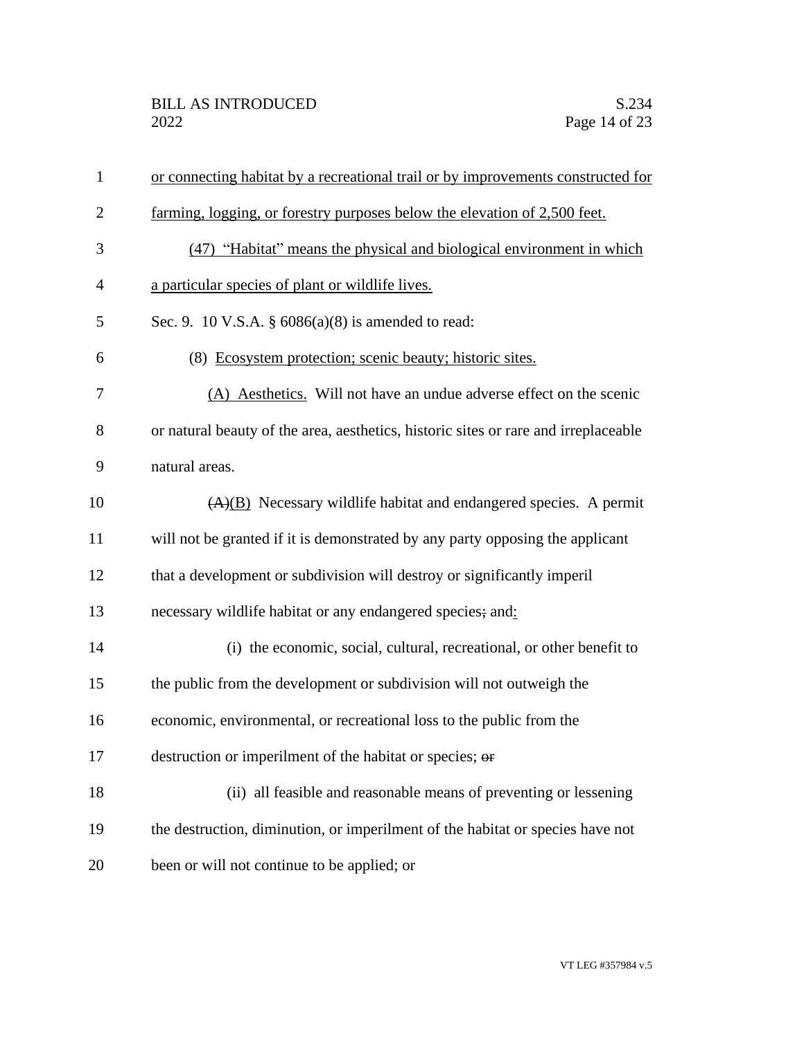or connecting habitat by a recreational trail or by improvements constructed for farming, logging, or forestry purposes below the elevation of 2,500 feet.

(47) "Habitat" means the physical and biological environment in which a particular species of plant or wildlife lives.

Sec. 9. 10 V.S.A. § 6086(a)(8) is amended to read:

(8) Ecosystem protection; scenic beauty; historic sites.

(A) Aesthetics. Will not have an undue adverse effect on the scenic or natural beauty of the area, aesthetics, historic sites or rare and irreplaceable natural areas.

~~(A)~~(B) Necessary wildlife habitat and endangered species. A permit will not be granted if it is demonstrated by any party opposing the applicant that a development or subdivision will destroy or significantly imperil necessary wildlife habitat or any endangered species~~;~~ and:

(i) the economic, social, cultural, recreational, or other benefit to the public from the development or subdivision will not outweigh the economic, environmental, or recreational loss to the public from the destruction or imperilment of the habitat or species; ~~or~~

(ii) all feasible and reasonable means of preventing or lessening the destruction, diminution, or imperilment of the habitat or species have not been or will not continue to be applied; or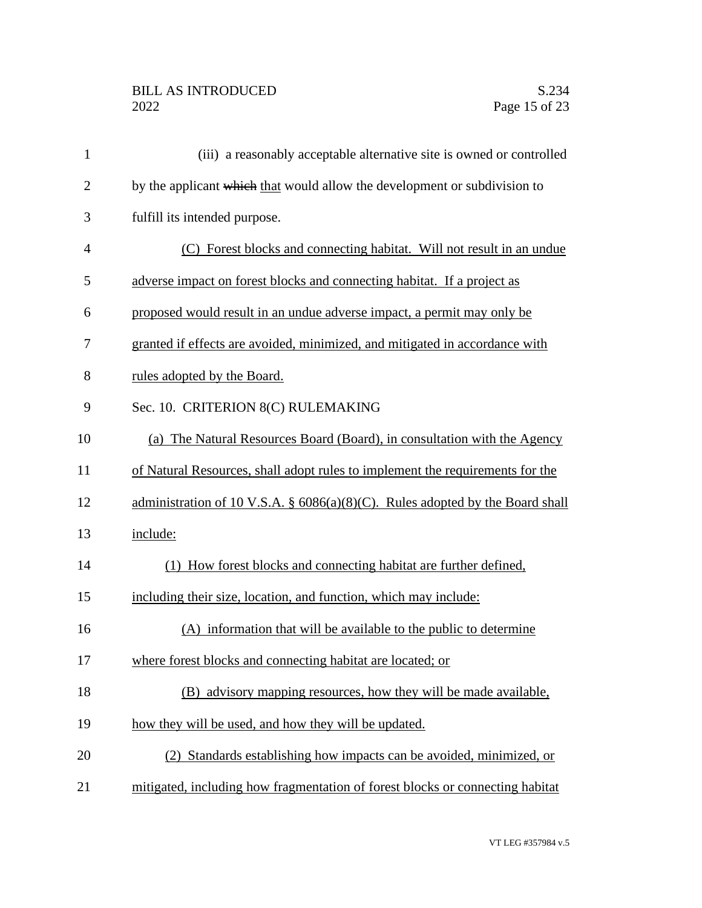(iii) a reasonably acceptable alternative site is owned or controlled by the applicant ~~which~~ that would allow the development or subdivision to fulfill its intended purpose.

(C) Forest blocks and connecting habitat. Will not result in an undue adverse impact on forest blocks and connecting habitat. If a project as proposed would result in an undue adverse impact, a permit may only be granted if effects are avoided, minimized, and mitigated in accordance with rules adopted by the Board.

Sec. 10. CRITERION 8(C) RULEMAKING

(a) The Natural Resources Board (Board), in consultation with the Agency of Natural Resources, shall adopt rules to implement the requirements for the administration of 10 V.S.A. § 6086(a)(8)(C). Rules adopted by the Board shall include:

(1) How forest blocks and connecting habitat are further defined, including their size, location, and function, which may include:

(A) information that will be available to the public to determine where forest blocks and connecting habitat are located; or

(B) advisory mapping resources, how they will be made available, how they will be used, and how they will be updated.

(2) Standards establishing how impacts can be avoided, minimized, or mitigated, including how fragmentation of forest blocks or connecting habitat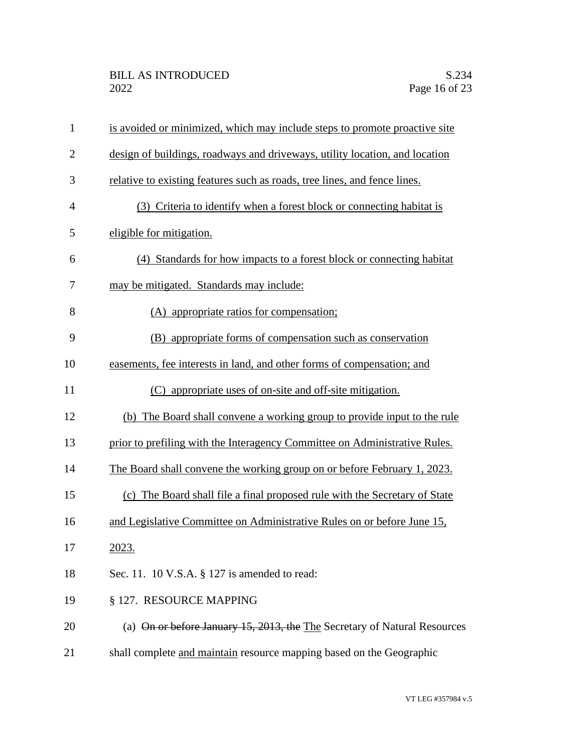is avoided or minimized, which may include steps to promote proactive site design of buildings, roadways and driveways, utility location, and location relative to existing features such as roads, tree lines, and fence lines.

(3) Criteria to identify when a forest block or connecting habitat is eligible for mitigation.

(4) Standards for how impacts to a forest block or connecting habitat may be mitigated. Standards may include:

(A) appropriate ratios for compensation;

(B) appropriate forms of compensation such as conservation easements, fee interests in land, and other forms of compensation; and

(C) appropriate uses of on-site and off-site mitigation.

(b) The Board shall convene a working group to provide input to the rule prior to prefiling with the Interagency Committee on Administrative Rules. The Board shall convene the working group on or before February 1, 2023.

(c) The Board shall file a final proposed rule with the Secretary of State and Legislative Committee on Administrative Rules on or before June 15, 2023.

Sec. 11. 10 V.S.A. § 127 is amended to read:

§ 127. RESOURCE MAPPING

(a) ~~On or before January 15, 2013, the~~ The Secretary of Natural Resources shall complete and maintain resource mapping based on the Geographic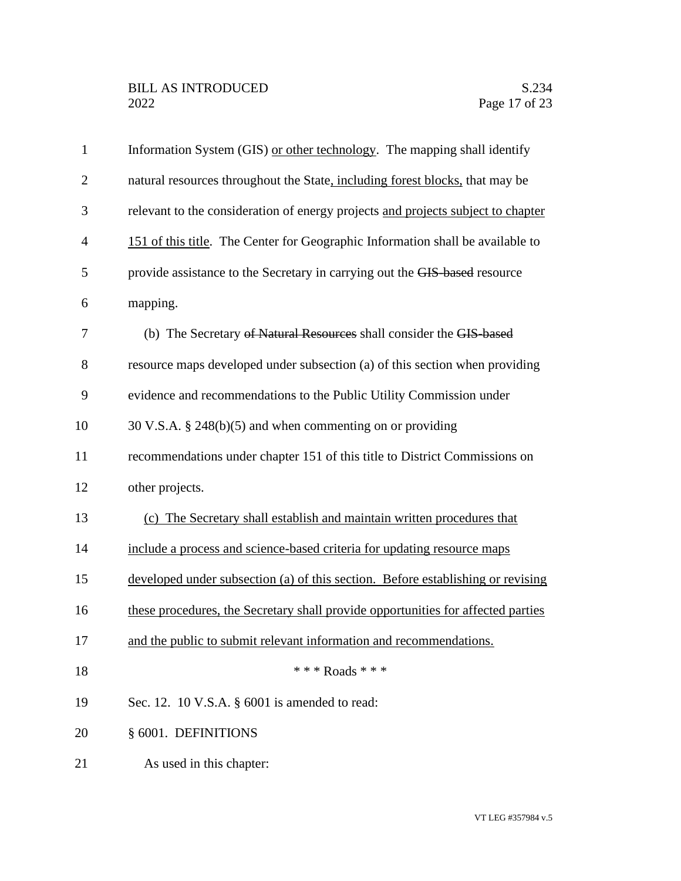Information System (GIS) <u>or other technology</u>. The mapping shall identify natural resources throughout the State<u>, including forest blocks,</u> that may be relevant to the consideration of energy projects <u>and projects subject to chapter 151 of this title</u>. The Center for Geographic Information shall be available to provide assistance to the Secretary in carrying out the ~~GIS-based~~ resource mapping.

(b) The Secretary ~~of Natural Resources~~ shall consider the ~~GIS-based~~ resource maps developed under subsection (a) of this section when providing evidence and recommendations to the Public Utility Commission under 30 V.S.A. § 248(b)(5) and when commenting on or providing recommendations under chapter 151 of this title to District Commissions on other projects.

<u>(c) The Secretary shall establish and maintain written procedures that include a process and science-based criteria for updating resource maps developed under subsection (a) of this section. Before establishing or revising these procedures, the Secretary shall provide opportunities for affected parties and the public to submit relevant information and recommendations.</u>

\* \* \* Roads \* \* \*

Sec. 12. 10 V.S.A. § 6001 is amended to read:

§ 6001. DEFINITIONS

As used in this chapter: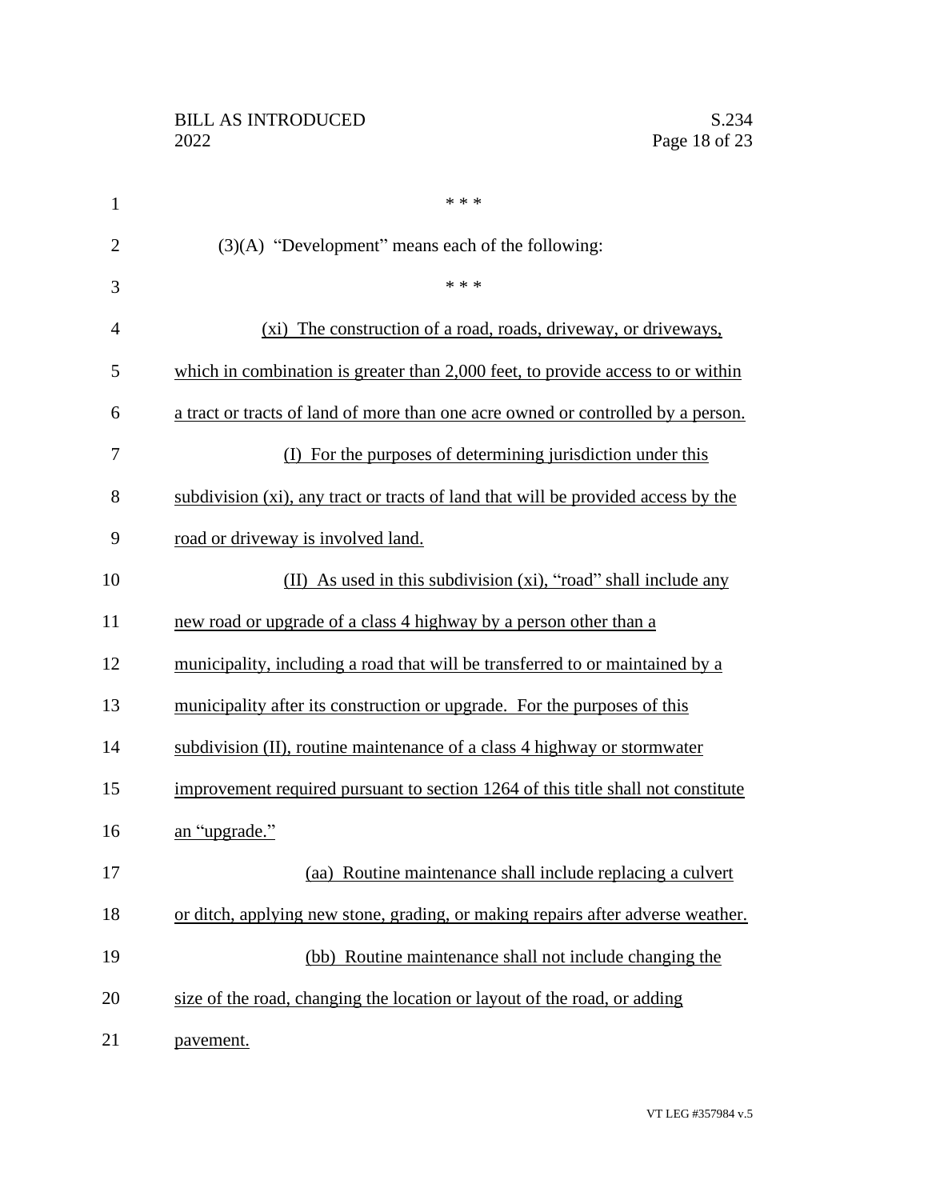\* \* \*

(3)(A) "Development" means each of the following:

\* \* \*

(xi) The construction of a road, roads, driveway, or driveways, which in combination is greater than 2,000 feet, to provide access to or within a tract or tracts of land of more than one acre owned or controlled by a person.

(I) For the purposes of determining jurisdiction under this subdivision (xi), any tract or tracts of land that will be provided access by the road or driveway is involved land.

(II) As used in this subdivision (xi), "road" shall include any new road or upgrade of a class 4 highway by a person other than a municipality, including a road that will be transferred to or maintained by a municipality after its construction or upgrade. For the purposes of this subdivision (II), routine maintenance of a class 4 highway or stormwater improvement required pursuant to section 1264 of this title shall not constitute an "upgrade."

(aa) Routine maintenance shall include replacing a culvert or ditch, applying new stone, grading, or making repairs after adverse weather.

(bb) Routine maintenance shall not include changing the size of the road, changing the location or layout of the road, or adding pavement.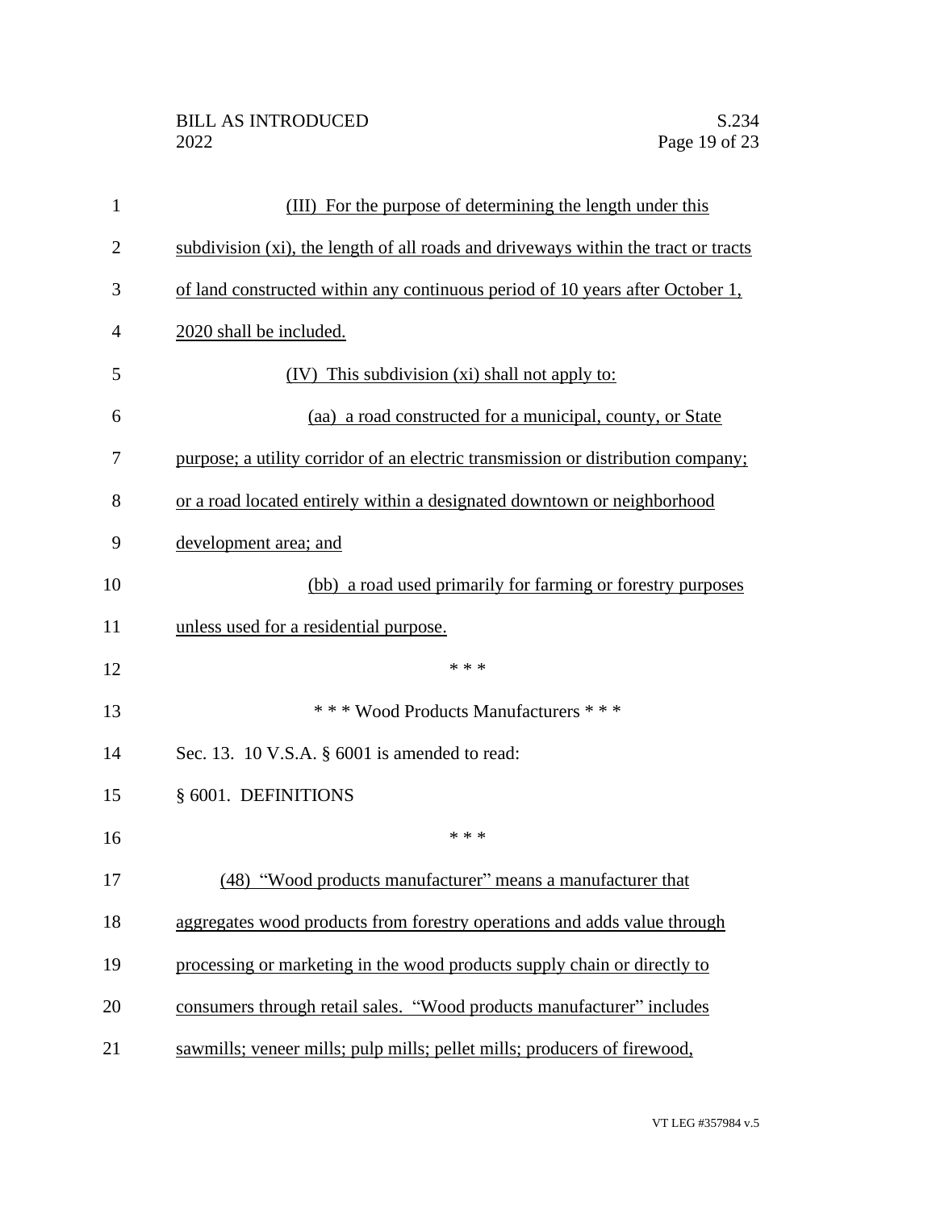(III) For the purpose of determining the length under this subdivision (xi), the length of all roads and driveways within the tract or tracts of land constructed within any continuous period of 10 years after October 1, 2020 shall be included.

(IV) This subdivision (xi) shall not apply to:

(aa) a road constructed for a municipal, county, or State purpose; a utility corridor of an electric transmission or distribution company; or a road located entirely within a designated downtown or neighborhood development area; and

(bb) a road used primarily for farming or forestry purposes unless used for a residential purpose.

\* \* \*

\* \* \* Wood Products Manufacturers \* \* \*

Sec. 13. 10 V.S.A. § 6001 is amended to read:

§ 6001. DEFINITIONS

\* \* \*

(48) "Wood products manufacturer" means a manufacturer that aggregates wood products from forestry operations and adds value through processing or marketing in the wood products supply chain or directly to consumers through retail sales. "Wood products manufacturer" includes sawmills; veneer mills; pulp mills; pellet mills; producers of firewood,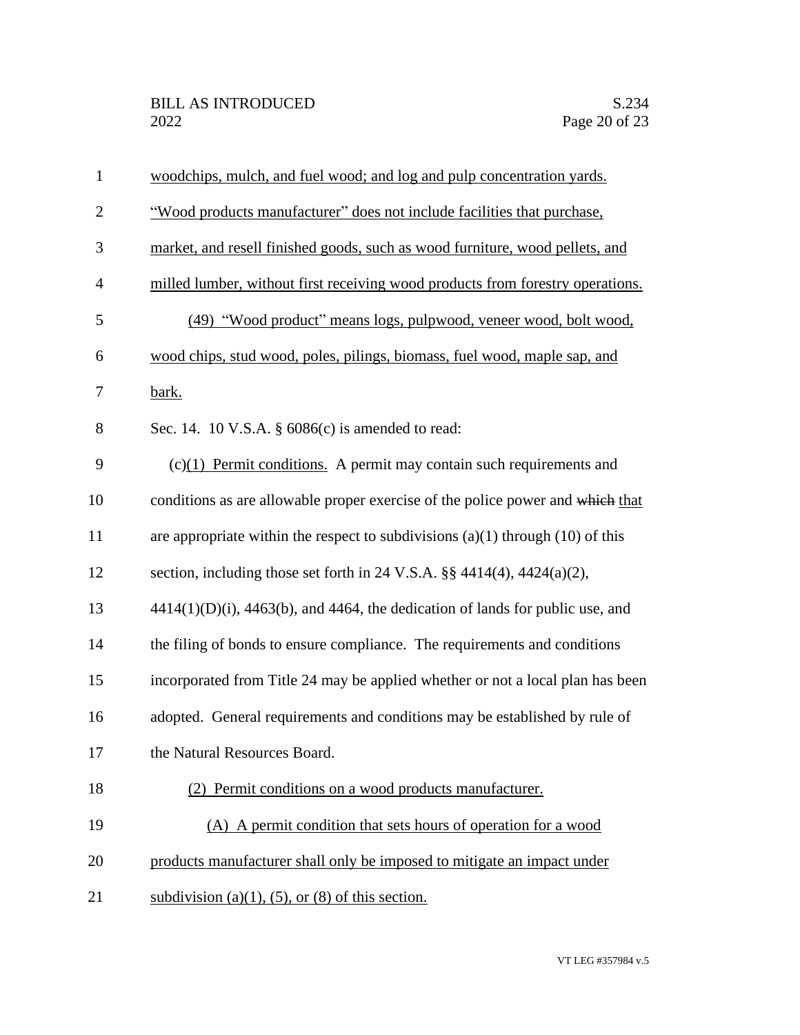woodchips, mulch, and fuel wood; and log and pulp concentration yards. "Wood products manufacturer" does not include facilities that purchase, market, and resell finished goods, such as wood furniture, wood pellets, and milled lumber, without first receiving wood products from forestry operations.

(49) "Wood product" means logs, pulpwood, veneer wood, bolt wood, wood chips, stud wood, poles, pilings, biomass, fuel wood, maple sap, and bark.

Sec. 14. 10 V.S.A. § 6086(c) is amended to read:

(c)(1) Permit conditions. A permit may contain such requirements and conditions as are allowable proper exercise of the police power and ~~which~~ that are appropriate within the respect to subdivisions (a)(1) through (10) of this section, including those set forth in 24 V.S.A. §§ 4414(4), 4424(a)(2), 4414(1)(D)(i), 4463(b), and 4464, the dedication of lands for public use, and the filing of bonds to ensure compliance. The requirements and conditions incorporated from Title 24 may be applied whether or not a local plan has been adopted. General requirements and conditions may be established by rule of the Natural Resources Board.

(2) Permit conditions on a wood products manufacturer.

(A) A permit condition that sets hours of operation for a wood products manufacturer shall only be imposed to mitigate an impact under subdivision (a)(1), (5), or (8) of this section.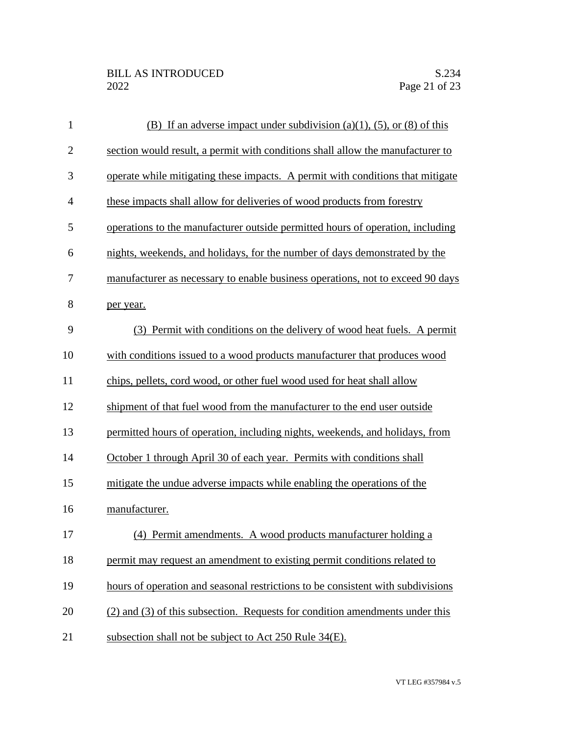(B) If an adverse impact under subdivision (a)(1), (5), or (8) of this section would result, a permit with conditions shall allow the manufacturer to operate while mitigating these impacts. A permit with conditions that mitigate these impacts shall allow for deliveries of wood products from forestry operations to the manufacturer outside permitted hours of operation, including nights, weekends, and holidays, for the number of days demonstrated by the manufacturer as necessary to enable business operations, not to exceed 90 days per year.

(3) Permit with conditions on the delivery of wood heat fuels. A permit with conditions issued to a wood products manufacturer that produces wood chips, pellets, cord wood, or other fuel wood used for heat shall allow shipment of that fuel wood from the manufacturer to the end user outside permitted hours of operation, including nights, weekends, and holidays, from October 1 through April 30 of each year. Permits with conditions shall mitigate the undue adverse impacts while enabling the operations of the manufacturer.

(4) Permit amendments. A wood products manufacturer holding a permit may request an amendment to existing permit conditions related to hours of operation and seasonal restrictions to be consistent with subdivisions (2) and (3) of this subsection. Requests for condition amendments under this subsection shall not be subject to Act 250 Rule 34(E).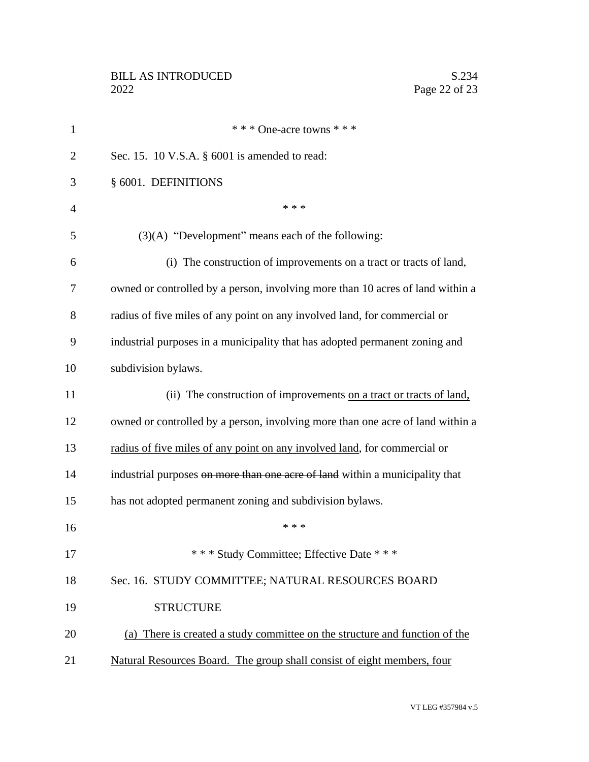\* \* \* One-acre towns \* \* \*

Sec. 15. 10 V.S.A. § 6001 is amended to read:

§ 6001. DEFINITIONS

\* \* \*

(3)(A) "Development" means each of the following:

(i) The construction of improvements on a tract or tracts of land, owned or controlled by a person, involving more than 10 acres of land within a radius of five miles of any point on any involved land, for commercial or industrial purposes in a municipality that has adopted permanent zoning and subdivision bylaws.

(ii) The construction of improvements <u>on a tract or tracts of land, owned or controlled by a person, involving more than one acre of land within a radius of five miles of any point on any involved land</u>, for commercial or industrial purposes ~~on more than one acre of land~~ within a municipality that has not adopted permanent zoning and subdivision bylaws.

\* \* \*

\* \* \* Study Committee; Effective Date \* \* \*

Sec. 16. STUDY COMMITTEE; NATURAL RESOURCES BOARD STRUCTURE

<u>(a) There is created a study committee on the structure and function of the Natural Resources Board. The group shall consist of eight members, four</u>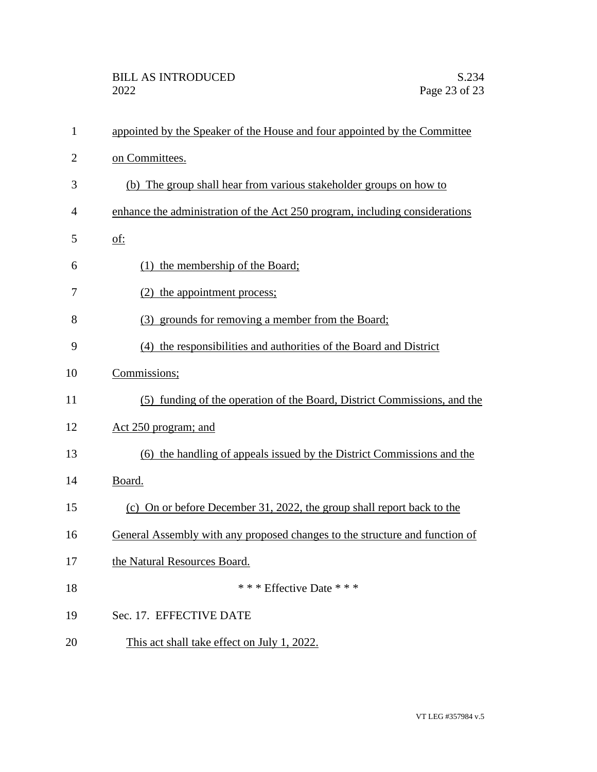appointed by the Speaker of the House and four appointed by the Committee on Committees.

(b) The group shall hear from various stakeholder groups on how to enhance the administration of the Act 250 program, including considerations of:

(1) the membership of the Board;

(2) the appointment process;

(3) grounds for removing a member from the Board;

(4) the responsibilities and authorities of the Board and District Commissions;

(5) funding of the operation of the Board, District Commissions, and the Act 250 program; and

(6) the handling of appeals issued by the District Commissions and the Board.

(c) On or before December 31, 2022, the group shall report back to the General Assembly with any proposed changes to the structure and function of the Natural Resources Board.

\* \* \* Effective Date \* \* \*

Sec. 17. EFFECTIVE DATE

This act shall take effect on July 1, 2022.